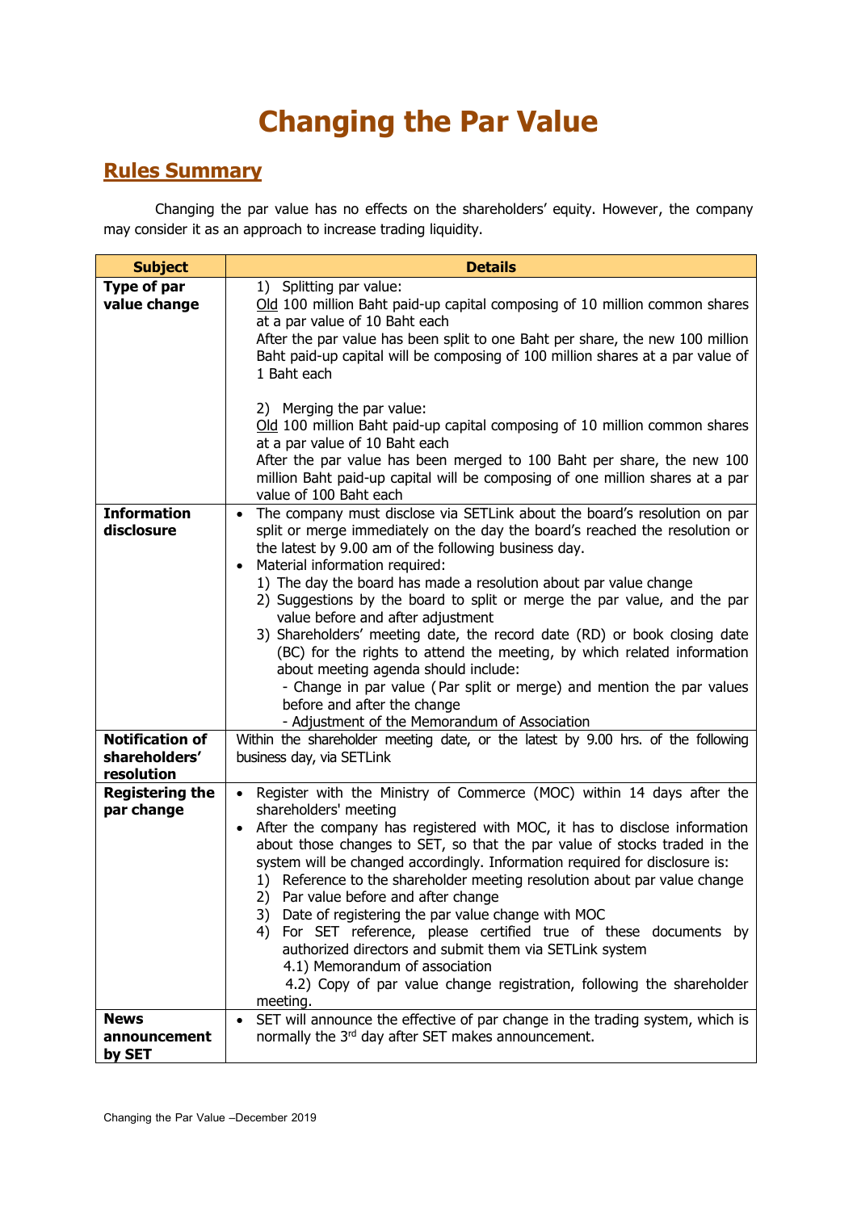# Changing the Par Value

## Rules Summary

Changing the par value has no effects on the shareholders' equity. However, the company may consider it as an approach to increase trading liquidity.

| Subject | Details |
|---|---|
| **Type of par value change** | 1) Splitting par value:<br>Old 100 million Baht paid-up capital composing of 10 million common shares at a par value of 10 Baht each<br>After the par value has been split to one Baht per share, the new 100 million Baht paid-up capital will be composing of 100 million shares at a par value of 1 Baht each<br><br>2) Merging the par value:<br>Old 100 million Baht paid-up capital composing of 10 million common shares at a par value of 10 Baht each<br>After the par value has been merged to 100 Baht per share, the new 100 million Baht paid-up capital will be composing of one million shares at a par value of 100 Baht each |
| **Information disclosure** | • The company must disclose via SETLink about the board's resolution on par split or merge immediately on the day the board's reached the resolution or the latest by 9.00 am of the following business day.<br>• Material information required:<br>1) The day the board has made a resolution about par value change<br>2) Suggestions by the board to split or merge the par value, and the par value before and after adjustment<br>3) Shareholders' meeting date, the record date (RD) or book closing date (BC) for the rights to attend the meeting, by which related information about meeting agenda should include:<br>- Change in par value (Par split or merge) and mention the par values before and after the change<br>- Adjustment of the Memorandum of Association |
| **Notification of shareholders' resolution** | Within the shareholder meeting date, or the latest by 9.00 hrs. of the following business day, via SETLink |
| **Registering the par change** | • Register with the Ministry of Commerce (MOC) within 14 days after the shareholders' meeting<br>• After the company has registered with MOC, it has to disclose information about those changes to SET, so that the par value of stocks traded in the system will be changed accordingly. Information required for disclosure is:<br>1) Reference to the shareholder meeting resolution about par value change<br>2) Par value before and after change<br>3) Date of registering the par value change with MOC<br>4) For SET reference, please certified true of these documents by authorized directors and submit them via SETLink system<br>4.1) Memorandum of association<br>4.2) Copy of par value change registration, following the shareholder meeting. |
| **News announcement by SET** | • SET will announce the effective of par change in the trading system, which is normally the 3rd day after SET makes announcement. |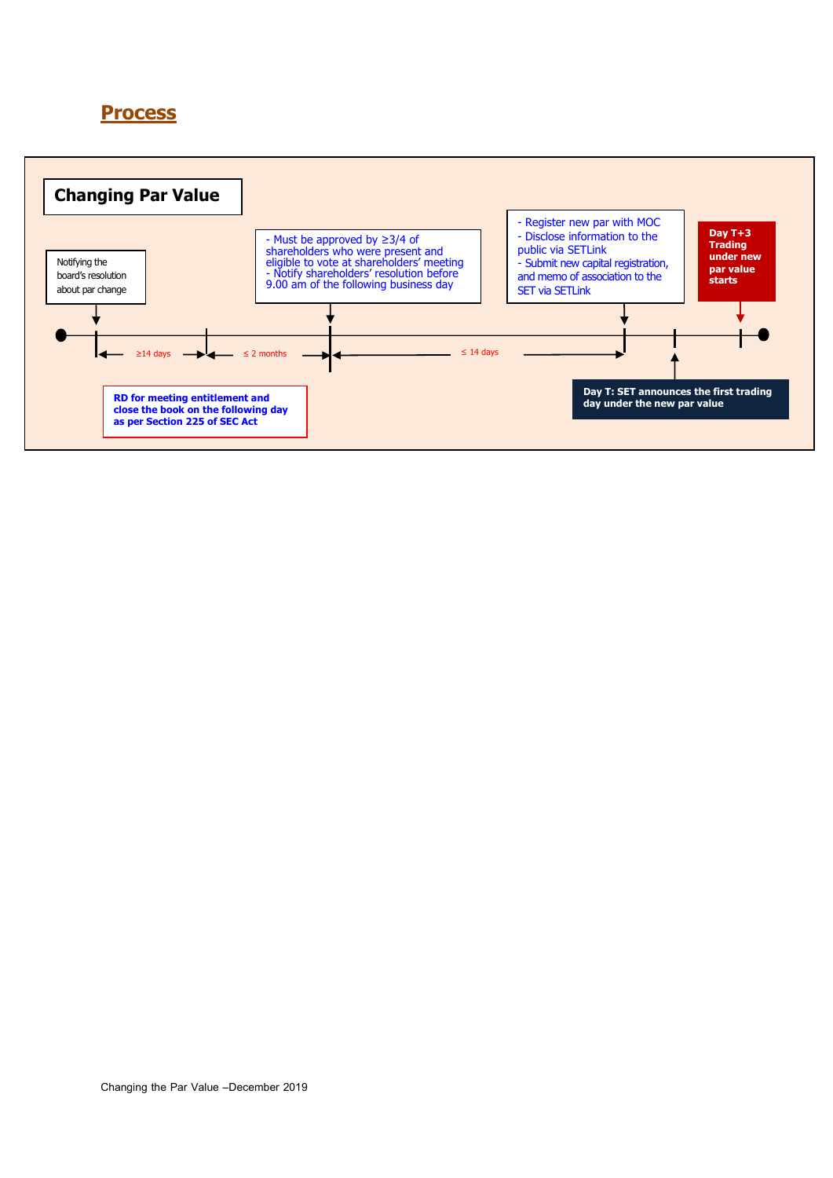## Process

**Changing Par Value**

Notifying the board's resolution about par change

- Must be approved by ≥3/4 of shareholders who were present and eligible to vote at shareholders' meeting
- Notify shareholders' resolution before 9.00 am of the following business day

- Register new par with MOC
- Disclose information to the public via SETLink
- Submit new capital registration, and memo of association to the SET via SETLink

**Day T+3 Trading under new par value starts**

≥14 days

≤ 2 months

≤ 14 days

**RD for meeting entitlement and close the book on the following day as per Section 225 of SEC Act**

**Day T: SET announces the first trading day under the new par value**

Changing the Par Value –December 2019